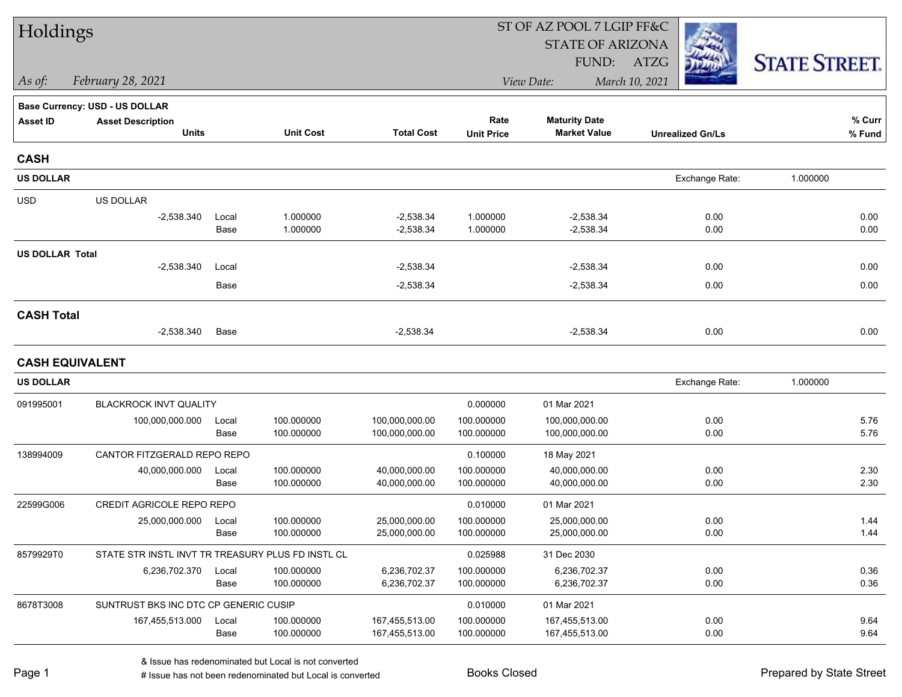# Holdings

**As of:** February 28, 2021

ST OF AZ POOL 7 LGIP FF&C
STATE OF ARIZONA
FUND: ATZG

**View Date:** March 10, 2021

STATE STREET.

**Base Currency: USD - US DOLLAR**

| Asset ID | Asset Description / Units | | Unit Cost | Total Cost | Rate / Unit Price | Maturity Date / Market Value | Unrealized Gn/Ls | % Curr / % Fund |
|---|---|---|---|---|---|---|---|---|
| **CASH** | | | | | | | | |
| **US DOLLAR** | | | | | | | Exchange Rate: 1.000000 | |
| USD | US DOLLAR | | | | | | | |
| | -2,538.340 | Local | 1.000000 | -2,538.34 | 1.000000 | -2,538.34 | 0.00 | 0.00 |
| | | Base | 1.000000 | -2,538.34 | 1.000000 | -2,538.34 | 0.00 | 0.00 |
| **US DOLLAR Total** | | | | | | | | |
| | -2,538.340 | Local | | -2,538.34 | | -2,538.34 | 0.00 | 0.00 |
| | | Base | | -2,538.34 | | -2,538.34 | 0.00 | 0.00 |
| **CASH Total** | | | | | | | | |
| | -2,538.340 | Base | | -2,538.34 | | -2,538.34 | 0.00 | 0.00 |
| **CASH EQUIVALENT** | | | | | | | | |
| **US DOLLAR** | | | | | | | Exchange Rate: 1.000000 | |
| 091995001 | BLACKROCK INVT QUALITY | | | | 0.000000 | 01 Mar 2021 | | |
| | 100,000,000.000 | Local | 100.000000 | 100,000,000.00 | 100.000000 | 100,000,000.00 | 0.00 | 5.76 |
| | | Base | 100.000000 | 100,000,000.00 | 100.000000 | 100,000,000.00 | 0.00 | 5.76 |
| 138994009 | CANTOR FITZGERALD REPO REPO | | | | 0.100000 | 18 May 2021 | | |
| | 40,000,000.000 | Local | 100.000000 | 40,000,000.00 | 100.000000 | 40,000,000.00 | 0.00 | 2.30 |
| | | Base | 100.000000 | 40,000,000.00 | 100.000000 | 40,000,000.00 | 0.00 | 2.30 |
| 22599G006 | CREDIT AGRICOLE REPO REPO | | | | 0.010000 | 01 Mar 2021 | | |
| | 25,000,000.000 | Local | 100.000000 | 25,000,000.00 | 100.000000 | 25,000,000.00 | 0.00 | 1.44 |
| | | Base | 100.000000 | 25,000,000.00 | 100.000000 | 25,000,000.00 | 0.00 | 1.44 |
| 8579929T0 | STATE STR INSTL INVT TR TREASURY PLUS FD INSTL CL | | | | 0.025988 | 31 Dec 2030 | | |
| | 6,236,702.370 | Local | 100.000000 | 6,236,702.37 | 100.000000 | 6,236,702.37 | 0.00 | 0.36 |
| | | Base | 100.000000 | 6,236,702.37 | 100.000000 | 6,236,702.37 | 0.00 | 0.36 |
| 8678T3008 | SUNTRUST BKS INC DTC CP GENERIC CUSIP | | | | 0.010000 | 01 Mar 2021 | | |
| | 167,455,513.000 | Local | 100.000000 | 167,455,513.00 | 100.000000 | 167,455,513.00 | 0.00 | 9.64 |
| | | Base | 100.000000 | 167,455,513.00 | 100.000000 | 167,455,513.00 | 0.00 | 9.64 |

& Issue has redenominated but Local is not converted
# Issue has not been redenominated but Local is converted

Books Closed

Prepared by State Street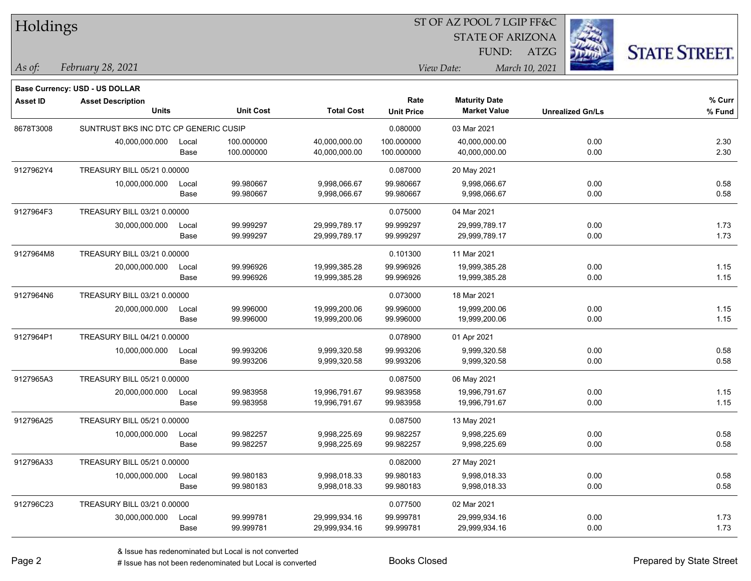# Holdings

ST OF AZ POOL 7 LGIP FF&C
STATE OF ARIZONA
FUND: ATZG

*As of: February 28, 2021*

*View Date: March 10, 2021*

**Base Currency: USD - US DOLLAR**

| Asset ID | Asset Description / Units | | Unit Cost | Total Cost | Rate / Unit Price | Maturity Date / Market Value | Unrealized Gn/Ls | % Curr / % Fund |
|---|---|---|---|---|---|---|---|---|
| 8678T3008 | SUNTRUST BKS INC DTC CP GENERIC CUSIP | | | | 0.080000 | 03 Mar 2021 | | |
| | 40,000,000.000 | Local | 100.000000 | 40,000,000.00 | 100.000000 | 40,000,000.00 | 0.00 | 2.30 |
| | | Base | 100.000000 | 40,000,000.00 | 100.000000 | 40,000,000.00 | 0.00 | 2.30 |
| 9127962Y4 | TREASURY BILL 05/21 0.00000 | | | | 0.087000 | 20 May 2021 | | |
| | 10,000,000.000 | Local | 99.980667 | 9,998,066.67 | 99.980667 | 9,998,066.67 | 0.00 | 0.58 |
| | | Base | 99.980667 | 9,998,066.67 | 99.980667 | 9,998,066.67 | 0.00 | 0.58 |
| 9127964F3 | TREASURY BILL 03/21 0.00000 | | | | 0.075000 | 04 Mar 2021 | | |
| | 30,000,000.000 | Local | 99.999297 | 29,999,789.17 | 99.999297 | 29,999,789.17 | 0.00 | 1.73 |
| | | Base | 99.999297 | 29,999,789.17 | 99.999297 | 29,999,789.17 | 0.00 | 1.73 |
| 9127964M8 | TREASURY BILL 03/21 0.00000 | | | | 0.101300 | 11 Mar 2021 | | |
| | 20,000,000.000 | Local | 99.996926 | 19,999,385.28 | 99.996926 | 19,999,385.28 | 0.00 | 1.15 |
| | | Base | 99.996926 | 19,999,385.28 | 99.996926 | 19,999,385.28 | 0.00 | 1.15 |
| 9127964N6 | TREASURY BILL 03/21 0.00000 | | | | 0.073000 | 18 Mar 2021 | | |
| | 20,000,000.000 | Local | 99.996000 | 19,999,200.06 | 99.996000 | 19,999,200.06 | 0.00 | 1.15 |
| | | Base | 99.996000 | 19,999,200.06 | 99.996000 | 19,999,200.06 | 0.00 | 1.15 |
| 9127964P1 | TREASURY BILL 04/21 0.00000 | | | | 0.078900 | 01 Apr 2021 | | |
| | 10,000,000.000 | Local | 99.993206 | 9,999,320.58 | 99.993206 | 9,999,320.58 | 0.00 | 0.58 |
| | | Base | 99.993206 | 9,999,320.58 | 99.993206 | 9,999,320.58 | 0.00 | 0.58 |
| 9127965A3 | TREASURY BILL 05/21 0.00000 | | | | 0.087500 | 06 May 2021 | | |
| | 20,000,000.000 | Local | 99.983958 | 19,996,791.67 | 99.983958 | 19,996,791.67 | 0.00 | 1.15 |
| | | Base | 99.983958 | 19,996,791.67 | 99.983958 | 19,996,791.67 | 0.00 | 1.15 |
| 912796A25 | TREASURY BILL 05/21 0.00000 | | | | 0.087500 | 13 May 2021 | | |
| | 10,000,000.000 | Local | 99.982257 | 9,998,225.69 | 99.982257 | 9,998,225.69 | 0.00 | 0.58 |
| | | Base | 99.982257 | 9,998,225.69 | 99.982257 | 9,998,225.69 | 0.00 | 0.58 |
| 912796A33 | TREASURY BILL 05/21 0.00000 | | | | 0.082000 | 27 May 2021 | | |
| | 10,000,000.000 | Local | 99.980183 | 9,998,018.33 | 99.980183 | 9,998,018.33 | 0.00 | 0.58 |
| | | Base | 99.980183 | 9,998,018.33 | 99.980183 | 9,998,018.33 | 0.00 | 0.58 |
| 912796C23 | TREASURY BILL 03/21 0.00000 | | | | 0.077500 | 02 Mar 2021 | | |
| | 30,000,000.000 | Local | 99.999781 | 29,999,934.16 | 99.999781 | 29,999,934.16 | 0.00 | 1.73 |
| | | Base | 99.999781 | 29,999,934.16 | 99.999781 | 29,999,934.16 | 0.00 | 1.73 |

& Issue has redenominated but Local is not converted
# Issue has not been redenominated but Local is converted

Books Closed

Prepared by State Street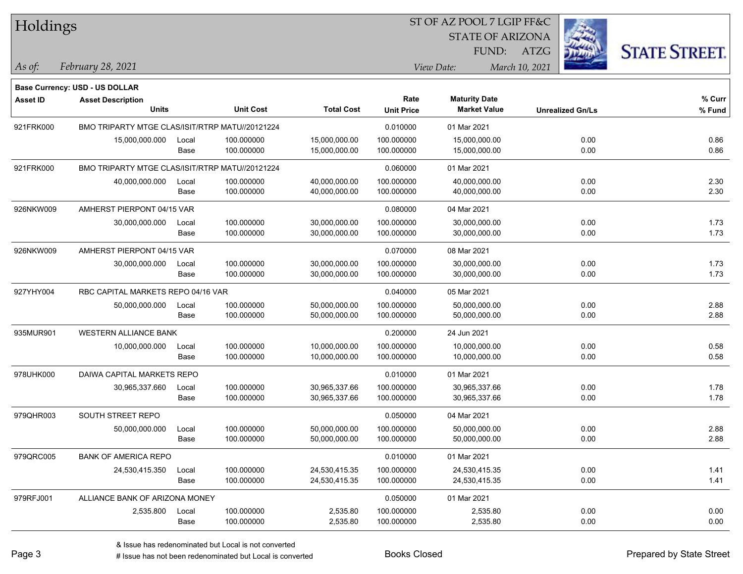# Holdings

ST OF AZ POOL 7 LGIP FF&C
STATE OF ARIZONA
FUND: ATZG

*As of:* *February 28, 2021*
*View Date:* *March 10, 2021*

**Base Currency: USD - US DOLLAR**

| Asset ID | Asset Description / Units | | Unit Cost | Total Cost | Rate / Unit Price | Maturity Date / Market Value | Unrealized Gn/Ls | % Curr / % Fund |
|---|---|---|---|---|---|---|---|---|
| 921FRK000 | BMO TRIPARTY MTGE CLAS/ISIT/RTRP MATU//20121224 | | | | 0.010000 | 01 Mar 2021 | | |
| | 15,000,000.000 | Local | 100.000000 | 15,000,000.00 | 100.000000 | 15,000,000.00 | 0.00 | 0.86 |
| | | Base | 100.000000 | 15,000,000.00 | 100.000000 | 15,000,000.00 | 0.00 | 0.86 |
| 921FRK000 | BMO TRIPARTY MTGE CLAS/ISIT/RTRP MATU//20121224 | | | | 0.060000 | 01 Mar 2021 | | |
| | 40,000,000.000 | Local | 100.000000 | 40,000,000.00 | 100.000000 | 40,000,000.00 | 0.00 | 2.30 |
| | | Base | 100.000000 | 40,000,000.00 | 100.000000 | 40,000,000.00 | 0.00 | 2.30 |
| 926NKW009 | AMHERST PIERPONT 04/15 VAR | | | | 0.080000 | 04 Mar 2021 | | |
| | 30,000,000.000 | Local | 100.000000 | 30,000,000.00 | 100.000000 | 30,000,000.00 | 0.00 | 1.73 |
| | | Base | 100.000000 | 30,000,000.00 | 100.000000 | 30,000,000.00 | 0.00 | 1.73 |
| 926NKW009 | AMHERST PIERPONT 04/15 VAR | | | | 0.070000 | 08 Mar 2021 | | |
| | 30,000,000.000 | Local | 100.000000 | 30,000,000.00 | 100.000000 | 30,000,000.00 | 0.00 | 1.73 |
| | | Base | 100.000000 | 30,000,000.00 | 100.000000 | 30,000,000.00 | 0.00 | 1.73 |
| 927YHY004 | RBC CAPITAL MARKETS REPO 04/16 VAR | | | | 0.040000 | 05 Mar 2021 | | |
| | 50,000,000.000 | Local | 100.000000 | 50,000,000.00 | 100.000000 | 50,000,000.00 | 0.00 | 2.88 |
| | | Base | 100.000000 | 50,000,000.00 | 100.000000 | 50,000,000.00 | 0.00 | 2.88 |
| 935MUR901 | WESTERN ALLIANCE BANK | | | | 0.200000 | 24 Jun 2021 | | |
| | 10,000,000.000 | Local | 100.000000 | 10,000,000.00 | 100.000000 | 10,000,000.00 | 0.00 | 0.58 |
| | | Base | 100.000000 | 10,000,000.00 | 100.000000 | 10,000,000.00 | 0.00 | 0.58 |
| 978UHK000 | DAIWA CAPITAL MARKETS REPO | | | | 0.010000 | 01 Mar 2021 | | |
| | 30,965,337.660 | Local | 100.000000 | 30,965,337.66 | 100.000000 | 30,965,337.66 | 0.00 | 1.78 |
| | | Base | 100.000000 | 30,965,337.66 | 100.000000 | 30,965,337.66 | 0.00 | 1.78 |
| 979QHR003 | SOUTH STREET REPO | | | | 0.050000 | 04 Mar 2021 | | |
| | 50,000,000.000 | Local | 100.000000 | 50,000,000.00 | 100.000000 | 50,000,000.00 | 0.00 | 2.88 |
| | | Base | 100.000000 | 50,000,000.00 | 100.000000 | 50,000,000.00 | 0.00 | 2.88 |
| 979QRC005 | BANK OF AMERICA REPO | | | | 0.010000 | 01 Mar 2021 | | |
| | 24,530,415.350 | Local | 100.000000 | 24,530,415.35 | 100.000000 | 24,530,415.35 | 0.00 | 1.41 |
| | | Base | 100.000000 | 24,530,415.35 | 100.000000 | 24,530,415.35 | 0.00 | 1.41 |
| 979RFJ001 | ALLIANCE BANK OF ARIZONA MONEY | | | | 0.050000 | 01 Mar 2021 | | |
| | 2,535.800 | Local | 100.000000 | 2,535.80 | 100.000000 | 2,535.80 | 0.00 | 0.00 |
| | | Base | 100.000000 | 2,535.80 | 100.000000 | 2,535.80 | 0.00 | 0.00 |

& Issue has redenominated but Local is not converted
# Issue has not been redenominated but Local is converted

Books Closed

Prepared by State Street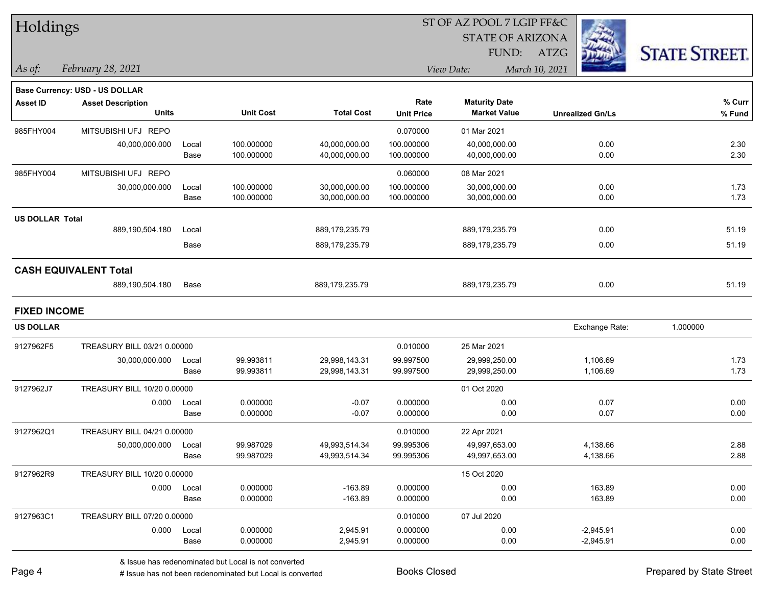# Holdings

ST OF AZ POOL 7 LGIP FF&C
STATE OF ARIZONA
FUND: ATZG

*As of: February 28, 2021*
*View Date: March 10, 2021*

**Base Currency: USD - US DOLLAR**

| Asset ID | Asset Description / Units | | Unit Cost | Total Cost | Rate / Unit Price | Maturity Date / Market Value | Unrealized Gn/Ls | % Curr / % Fund |
|---|---|---|---|---|---|---|---|---|
| 985FHY004 | MITSUBISHI UFJ REPO | | | | 0.070000 | 01 Mar 2021 | | |
| | 40,000,000.000 | Local | 100.000000 | 40,000,000.00 | 100.000000 | 40,000,000.00 | 0.00 | 2.30 |
| | | Base | 100.000000 | 40,000,000.00 | 100.000000 | 40,000,000.00 | 0.00 | 2.30 |
| 985FHY004 | MITSUBISHI UFJ REPO | | | | 0.060000 | 08 Mar 2021 | | |
| | 30,000,000.000 | Local | 100.000000 | 30,000,000.00 | 100.000000 | 30,000,000.00 | 0.00 | 1.73 |
| | | Base | 100.000000 | 30,000,000.00 | 100.000000 | 30,000,000.00 | 0.00 | 1.73 |
| **US DOLLAR Total** | | | | | | | | |
| | 889,190,504.180 | Local | | 889,179,235.79 | | 889,179,235.79 | 0.00 | 51.19 |
| | | Base | | 889,179,235.79 | | 889,179,235.79 | 0.00 | 51.19 |
| **CASH EQUIVALENT Total** | | | | | | | | |
| | 889,190,504.180 | Base | | 889,179,235.79 | | 889,179,235.79 | 0.00 | 51.19 |

## FIXED INCOME

**US DOLLAR** — Exchange Rate: 1.000000

| Asset ID | Asset Description / Units | | Unit Cost | Total Cost | Rate / Unit Price | Maturity Date / Market Value | Unrealized Gn/Ls | % Curr / % Fund |
|---|---|---|---|---|---|---|---|---|
| 9127962F5 | TREASURY BILL 03/21 0.00000 | | | | 0.010000 | 25 Mar 2021 | | |
| | 30,000,000.000 | Local | 99.993811 | 29,998,143.31 | 99.997500 | 29,999,250.00 | 1,106.69 | 1.73 |
| | | Base | 99.993811 | 29,998,143.31 | 99.997500 | 29,999,250.00 | 1,106.69 | 1.73 |
| 9127962J7 | TREASURY BILL 10/20 0.00000 | | | | | 01 Oct 2020 | | |
| | 0.000 | Local | 0.000000 | -0.07 | 0.000000 | 0.00 | 0.07 | 0.00 |
| | | Base | 0.000000 | -0.07 | 0.000000 | 0.00 | 0.07 | 0.00 |
| 9127962Q1 | TREASURY BILL 04/21 0.00000 | | | | 0.010000 | 22 Apr 2021 | | |
| | 50,000,000.000 | Local | 99.987029 | 49,993,514.34 | 99.995306 | 49,997,653.00 | 4,138.66 | 2.88 |
| | | Base | 99.987029 | 49,993,514.34 | 99.995306 | 49,997,653.00 | 4,138.66 | 2.88 |
| 9127962R9 | TREASURY BILL 10/20 0.00000 | | | | | 15 Oct 2020 | | |
| | 0.000 | Local | 0.000000 | -163.89 | 0.000000 | 0.00 | 163.89 | 0.00 |
| | | Base | 0.000000 | -163.89 | 0.000000 | 0.00 | 163.89 | 0.00 |
| 9127963C1 | TREASURY BILL 07/20 0.00000 | | | | 0.010000 | 07 Jul 2020 | | |
| | 0.000 | Local | 0.000000 | 2,945.91 | 0.000000 | 0.00 | -2,945.91 | 0.00 |
| | | Base | 0.000000 | 2,945.91 | 0.000000 | 0.00 | -2,945.91 | 0.00 |

& Issue has redenominated but Local is not converted
# Issue has not been redenominated but Local is converted

Books Closed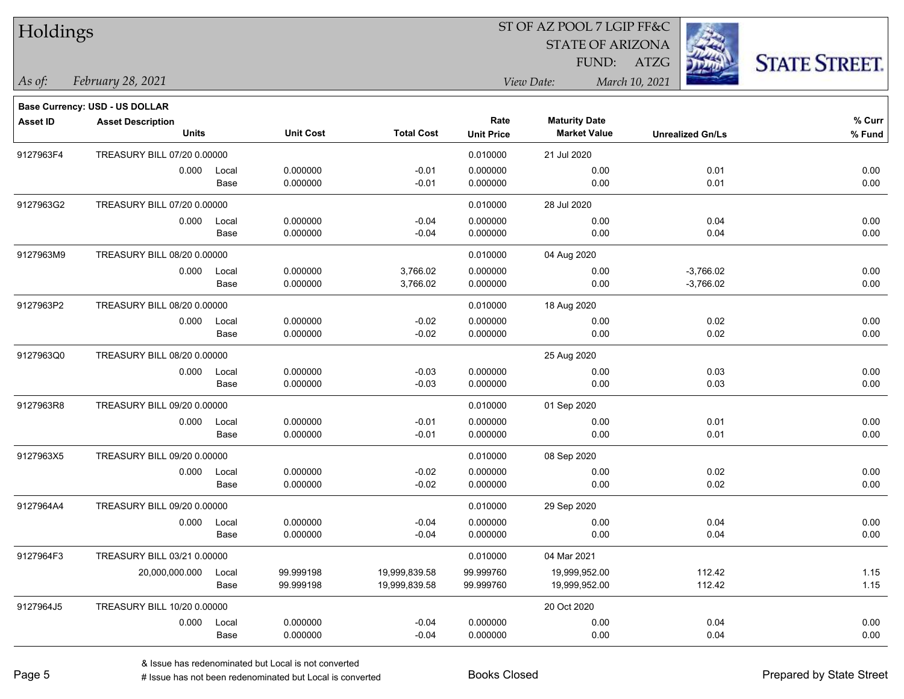# Holdings

ST OF AZ POOL 7 LGIP FF&C
STATE OF ARIZONA
FUND: ATZG

*As of:* *February 28, 2021*
*View Date:* *March 10, 2021*

STATE STREET.

**Base Currency: USD - US DOLLAR**

| Asset ID | Asset Description / Units | | Unit Cost | Total Cost | Rate / Unit Price | Maturity Date / Market Value | Unrealized Gn/Ls | % Curr / % Fund |
|---|---|---|---|---|---|---|---|---|
| 9127963F4 | TREASURY BILL 07/20 0.00000 | | | | 0.010000 | 21 Jul 2020 | | |
| | 0.000 | Local | 0.000000 | -0.01 | 0.000000 | 0.00 | 0.01 | 0.00 |
| | | Base | 0.000000 | -0.01 | 0.000000 | 0.00 | 0.01 | 0.00 |
| 9127963G2 | TREASURY BILL 07/20 0.00000 | | | | 0.010000 | 28 Jul 2020 | | |
| | 0.000 | Local | 0.000000 | -0.04 | 0.000000 | 0.00 | 0.04 | 0.00 |
| | | Base | 0.000000 | -0.04 | 0.000000 | 0.00 | 0.04 | 0.00 |
| 9127963M9 | TREASURY BILL 08/20 0.00000 | | | | 0.010000 | 04 Aug 2020 | | |
| | 0.000 | Local | 0.000000 | 3,766.02 | 0.000000 | 0.00 | -3,766.02 | 0.00 |
| | | Base | 0.000000 | 3,766.02 | 0.000000 | 0.00 | -3,766.02 | 0.00 |
| 9127963P2 | TREASURY BILL 08/20 0.00000 | | | | 0.010000 | 18 Aug 2020 | | |
| | 0.000 | Local | 0.000000 | -0.02 | 0.000000 | 0.00 | 0.02 | 0.00 |
| | | Base | 0.000000 | -0.02 | 0.000000 | 0.00 | 0.02 | 0.00 |
| 9127963Q0 | TREASURY BILL 08/20 0.00000 | | | | | 25 Aug 2020 | | |
| | 0.000 | Local | 0.000000 | -0.03 | 0.000000 | 0.00 | 0.03 | 0.00 |
| | | Base | 0.000000 | -0.03 | 0.000000 | 0.00 | 0.03 | 0.00 |
| 9127963R8 | TREASURY BILL 09/20 0.00000 | | | | 0.010000 | 01 Sep 2020 | | |
| | 0.000 | Local | 0.000000 | -0.01 | 0.000000 | 0.00 | 0.01 | 0.00 |
| | | Base | 0.000000 | -0.01 | 0.000000 | 0.00 | 0.01 | 0.00 |
| 9127963X5 | TREASURY BILL 09/20 0.00000 | | | | 0.010000 | 08 Sep 2020 | | |
| | 0.000 | Local | 0.000000 | -0.02 | 0.000000 | 0.00 | 0.02 | 0.00 |
| | | Base | 0.000000 | -0.02 | 0.000000 | 0.00 | 0.02 | 0.00 |
| 9127964A4 | TREASURY BILL 09/20 0.00000 | | | | 0.010000 | 29 Sep 2020 | | |
| | 0.000 | Local | 0.000000 | -0.04 | 0.000000 | 0.00 | 0.04 | 0.00 |
| | | Base | 0.000000 | -0.04 | 0.000000 | 0.00 | 0.04 | 0.00 |
| 9127964F3 | TREASURY BILL 03/21 0.00000 | | | | 0.010000 | 04 Mar 2021 | | |
| | 20,000,000.000 | Local | 99.999198 | 19,999,839.58 | 99.999760 | 19,999,952.00 | 112.42 | 1.15 |
| | | Base | 99.999198 | 19,999,839.58 | 99.999760 | 19,999,952.00 | 112.42 | 1.15 |
| 9127964J5 | TREASURY BILL 10/20 0.00000 | | | | | 20 Oct 2020 | | |
| | 0.000 | Local | 0.000000 | -0.04 | 0.000000 | 0.00 | 0.04 | 0.00 |
| | | Base | 0.000000 | -0.04 | 0.000000 | 0.00 | 0.04 | 0.00 |

& Issue has redenominated but Local is not converted
# Issue has not been redenominated but Local is converted

Books Closed

Prepared by State Street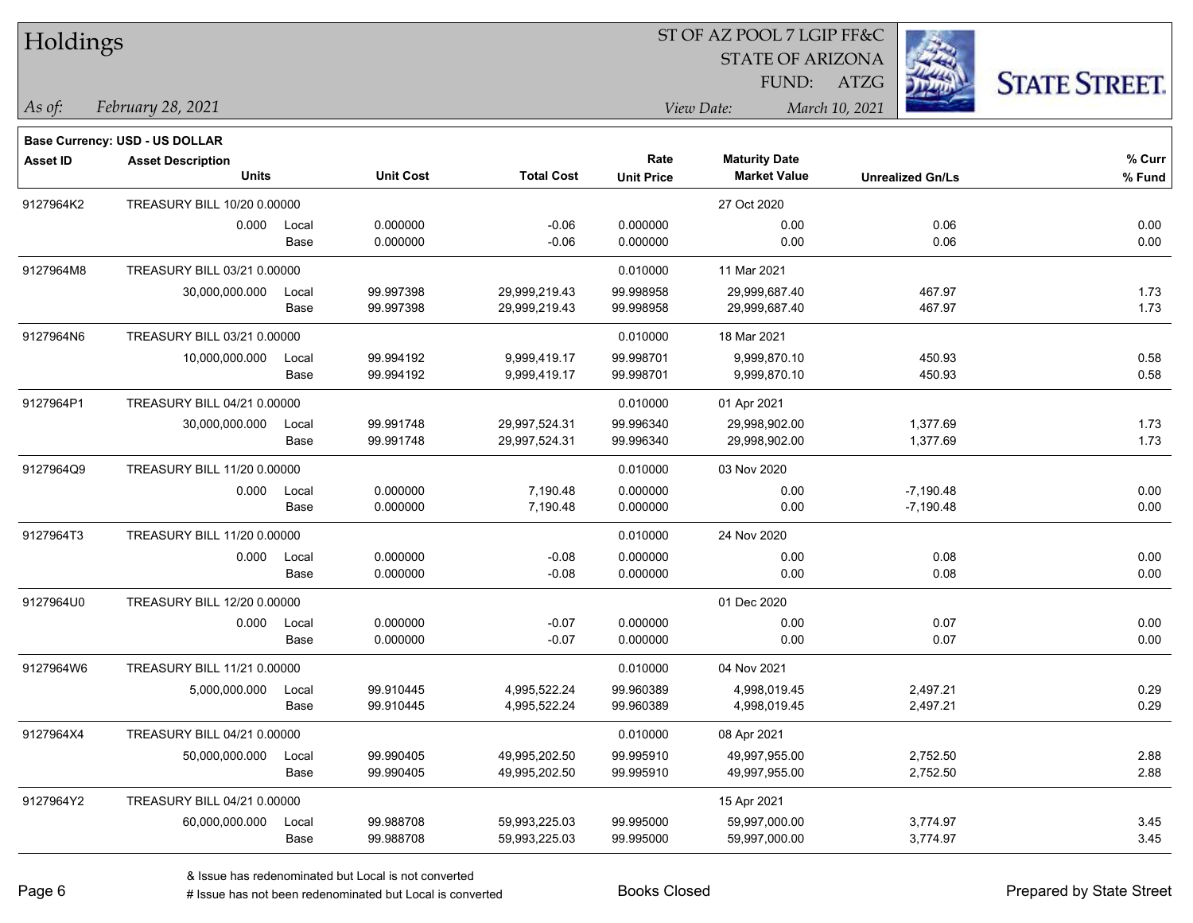# Holdings

ST OF AZ POOL 7 LGIP FF&C
STATE OF ARIZONA
FUND: ATZG

*As of:* *February 28, 2021*

*View Date:* *March 10, 2021*

STATE STREET.

**Base Currency: USD - US DOLLAR**

| Asset ID | Asset Description / Units | | Unit Cost | Total Cost | Rate / Unit Price | Maturity Date / Market Value | Unrealized Gn/Ls | % Curr / % Fund |
|---|---|---|---|---|---|---|---|---|
| 9127964K2 | TREASURY BILL 10/20 0.00000 | | | | | 27 Oct 2020 | | |
| | 0.000 | Local | 0.000000 | -0.06 | 0.000000 | 0.00 | 0.06 | 0.00 |
| | | Base | 0.000000 | -0.06 | 0.000000 | 0.00 | 0.06 | 0.00 |
| 9127964M8 | TREASURY BILL 03/21 0.00000 | | | | 0.010000 | 11 Mar 2021 | | |
| | 30,000,000.000 | Local | 99.997398 | 29,999,219.43 | 99.998958 | 29,999,687.40 | 467.97 | 1.73 |
| | | Base | 99.997398 | 29,999,219.43 | 99.998958 | 29,999,687.40 | 467.97 | 1.73 |
| 9127964N6 | TREASURY BILL 03/21 0.00000 | | | | 0.010000 | 18 Mar 2021 | | |
| | 10,000,000.000 | Local | 99.994192 | 9,999,419.17 | 99.998701 | 9,999,870.10 | 450.93 | 0.58 |
| | | Base | 99.994192 | 9,999,419.17 | 99.998701 | 9,999,870.10 | 450.93 | 0.58 |
| 9127964P1 | TREASURY BILL 04/21 0.00000 | | | | 0.010000 | 01 Apr 2021 | | |
| | 30,000,000.000 | Local | 99.991748 | 29,997,524.31 | 99.996340 | 29,998,902.00 | 1,377.69 | 1.73 |
| | | Base | 99.991748 | 29,997,524.31 | 99.996340 | 29,998,902.00 | 1,377.69 | 1.73 |
| 9127964Q9 | TREASURY BILL 11/20 0.00000 | | | | 0.010000 | 03 Nov 2020 | | |
| | 0.000 | Local | 0.000000 | 7,190.48 | 0.000000 | 0.00 | -7,190.48 | 0.00 |
| | | Base | 0.000000 | 7,190.48 | 0.000000 | 0.00 | -7,190.48 | 0.00 |
| 9127964T3 | TREASURY BILL 11/20 0.00000 | | | | 0.010000 | 24 Nov 2020 | | |
| | 0.000 | Local | 0.000000 | -0.08 | 0.000000 | 0.00 | 0.08 | 0.00 |
| | | Base | 0.000000 | -0.08 | 0.000000 | 0.00 | 0.08 | 0.00 |
| 9127964U0 | TREASURY BILL 12/20 0.00000 | | | | | 01 Dec 2020 | | |
| | 0.000 | Local | 0.000000 | -0.07 | 0.000000 | 0.00 | 0.07 | 0.00 |
| | | Base | 0.000000 | -0.07 | 0.000000 | 0.00 | 0.07 | 0.00 |
| 9127964W6 | TREASURY BILL 11/21 0.00000 | | | | 0.010000 | 04 Nov 2021 | | |
| | 5,000,000.000 | Local | 99.910445 | 4,995,522.24 | 99.960389 | 4,998,019.45 | 2,497.21 | 0.29 |
| | | Base | 99.910445 | 4,995,522.24 | 99.960389 | 4,998,019.45 | 2,497.21 | 0.29 |
| 9127964X4 | TREASURY BILL 04/21 0.00000 | | | | 0.010000 | 08 Apr 2021 | | |
| | 50,000,000.000 | Local | 99.990405 | 49,995,202.50 | 99.995910 | 49,997,955.00 | 2,752.50 | 2.88 |
| | | Base | 99.990405 | 49,995,202.50 | 99.995910 | 49,997,955.00 | 2,752.50 | 2.88 |
| 9127964Y2 | TREASURY BILL 04/21 0.00000 | | | | | 15 Apr 2021 | | |
| | 60,000,000.000 | Local | 99.988708 | 59,993,225.03 | 99.995000 | 59,997,000.00 | 3,774.97 | 3.45 |
| | | Base | 99.988708 | 59,993,225.03 | 99.995000 | 59,997,000.00 | 3,774.97 | 3.45 |

& Issue has redenominated but Local is not converted
# Issue has not been redenominated but Local is converted

Books Closed

Prepared by State Street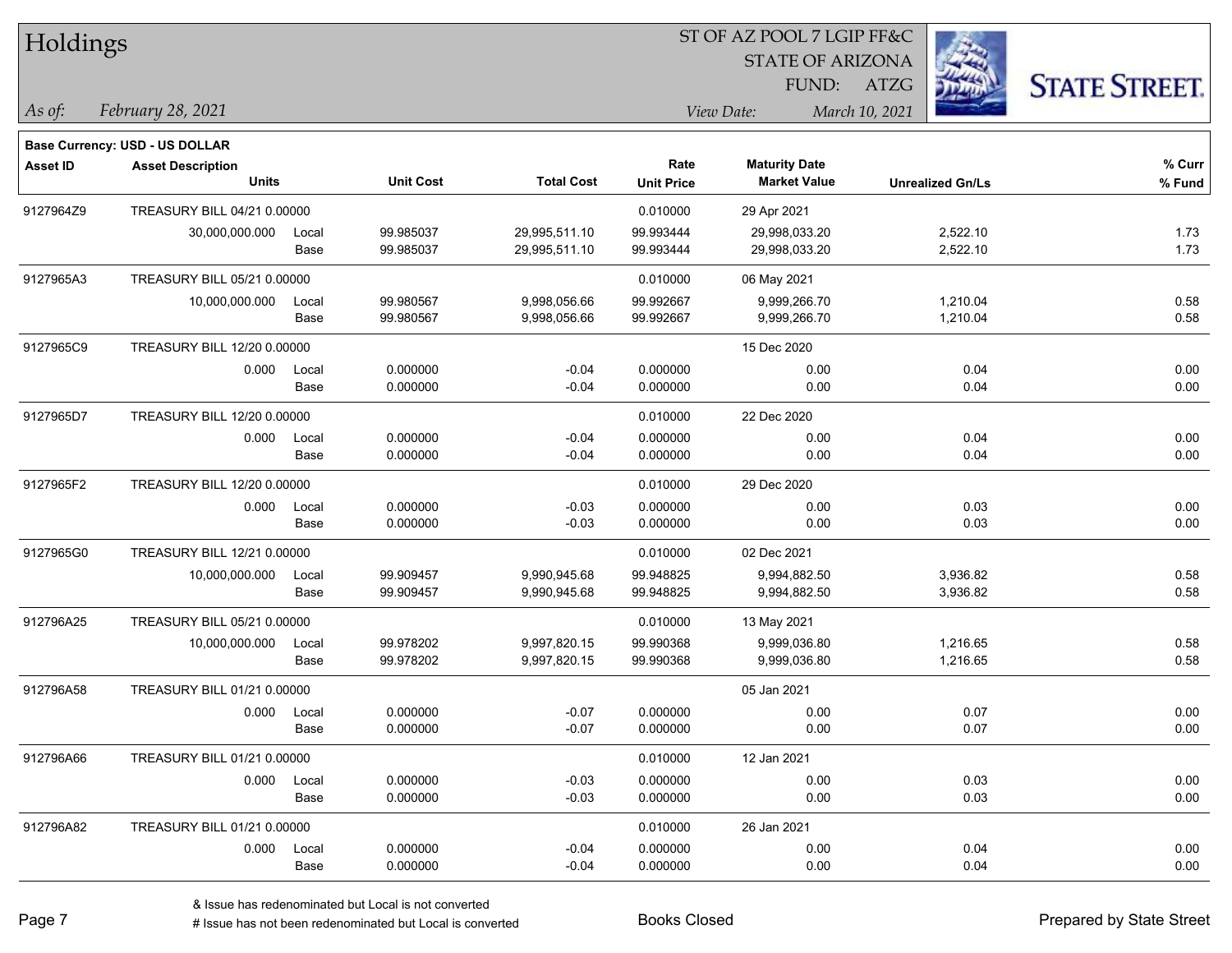# Holdings

ST OF AZ POOL 7 LGIP FF&C
STATE OF ARIZONA
FUND: ATZG

*As of:* *February 28, 2021*

*View Date:* *March 10, 2021*

**Base Currency: USD - US DOLLAR**

| Asset ID | Asset Description / Units | | Unit Cost | Total Cost | Rate / Unit Price | Maturity Date / Market Value | Unrealized Gn/Ls | % Curr / % Fund |
|---|---|---|---|---|---|---|---|---|
| 9127964Z9 | TREASURY BILL 04/21 0.00000 | | | | 0.010000 | 29 Apr 2021 | | |
| | 30,000,000.000 | Local | 99.985037 | 29,995,511.10 | 99.993444 | 29,998,033.20 | 2,522.10 | 1.73 |
| | | Base | 99.985037 | 29,995,511.10 | 99.993444 | 29,998,033.20 | 2,522.10 | 1.73 |
| 9127965A3 | TREASURY BILL 05/21 0.00000 | | | | 0.010000 | 06 May 2021 | | |
| | 10,000,000.000 | Local | 99.980567 | 9,998,056.66 | 99.992667 | 9,999,266.70 | 1,210.04 | 0.58 |
| | | Base | 99.980567 | 9,998,056.66 | 99.992667 | 9,999,266.70 | 1,210.04 | 0.58 |
| 9127965C9 | TREASURY BILL 12/20 0.00000 | | | | | 15 Dec 2020 | | |
| | 0.000 | Local | 0.000000 | -0.04 | 0.000000 | 0.00 | 0.04 | 0.00 |
| | | Base | 0.000000 | -0.04 | 0.000000 | 0.00 | 0.04 | 0.00 |
| 9127965D7 | TREASURY BILL 12/20 0.00000 | | | | 0.010000 | 22 Dec 2020 | | |
| | 0.000 | Local | 0.000000 | -0.04 | 0.000000 | 0.00 | 0.04 | 0.00 |
| | | Base | 0.000000 | -0.04 | 0.000000 | 0.00 | 0.04 | 0.00 |
| 9127965F2 | TREASURY BILL 12/20 0.00000 | | | | 0.010000 | 29 Dec 2020 | | |
| | 0.000 | Local | 0.000000 | -0.03 | 0.000000 | 0.00 | 0.03 | 0.00 |
| | | Base | 0.000000 | -0.03 | 0.000000 | 0.00 | 0.03 | 0.00 |
| 9127965G0 | TREASURY BILL 12/21 0.00000 | | | | 0.010000 | 02 Dec 2021 | | |
| | 10,000,000.000 | Local | 99.909457 | 9,990,945.68 | 99.948825 | 9,994,882.50 | 3,936.82 | 0.58 |
| | | Base | 99.909457 | 9,990,945.68 | 99.948825 | 9,994,882.50 | 3,936.82 | 0.58 |
| 912796A25 | TREASURY BILL 05/21 0.00000 | | | | 0.010000 | 13 May 2021 | | |
| | 10,000,000.000 | Local | 99.978202 | 9,997,820.15 | 99.990368 | 9,999,036.80 | 1,216.65 | 0.58 |
| | | Base | 99.978202 | 9,997,820.15 | 99.990368 | 9,999,036.80 | 1,216.65 | 0.58 |
| 912796A58 | TREASURY BILL 01/21 0.00000 | | | | | 05 Jan 2021 | | |
| | 0.000 | Local | 0.000000 | -0.07 | 0.000000 | 0.00 | 0.07 | 0.00 |
| | | Base | 0.000000 | -0.07 | 0.000000 | 0.00 | 0.07 | 0.00 |
| 912796A66 | TREASURY BILL 01/21 0.00000 | | | | 0.010000 | 12 Jan 2021 | | |
| | 0.000 | Local | 0.000000 | -0.03 | 0.000000 | 0.00 | 0.03 | 0.00 |
| | | Base | 0.000000 | -0.03 | 0.000000 | 0.00 | 0.03 | 0.00 |
| 912796A82 | TREASURY BILL 01/21 0.00000 | | | | 0.010000 | 26 Jan 2021 | | |
| | 0.000 | Local | 0.000000 | -0.04 | 0.000000 | 0.00 | 0.04 | 0.00 |
| | | Base | 0.000000 | -0.04 | 0.000000 | 0.00 | 0.04 | 0.00 |

& Issue has redenominated but Local is not converted
# Issue has not been redenominated but Local is converted

Books Closed

Prepared by State Street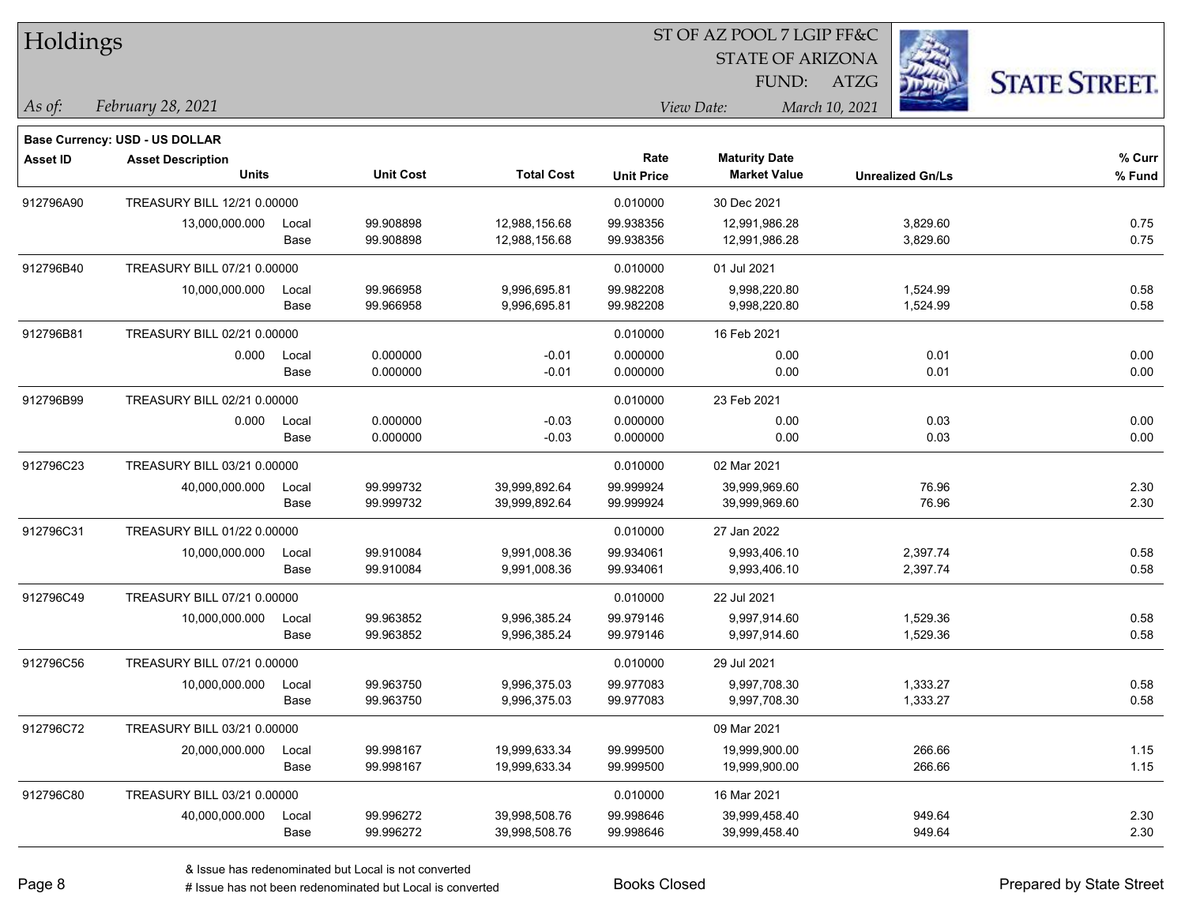# Holdings

ST OF AZ POOL 7 LGIP FF&C
STATE OF ARIZONA
FUND: ATZG

*As of:* *February 28, 2021*

*View Date:* *March 10, 2021*

**Base Currency: USD - US DOLLAR**

| Asset ID | Asset Description / Units | | Unit Cost | Total Cost | Rate / Unit Price | Maturity Date / Market Value | Unrealized Gn/Ls | % Curr / % Fund |
|---|---|---|---|---|---|---|---|---|
| 912796A90 | TREASURY BILL 12/21 0.00000 | | | | 0.010000 | 30 Dec 2021 | | |
| | 13,000,000.000 | Local | 99.908898 | 12,988,156.68 | 99.938356 | 12,991,986.28 | 3,829.60 | 0.75 |
| | | Base | 99.908898 | 12,988,156.68 | 99.938356 | 12,991,986.28 | 3,829.60 | 0.75 |
| 912796B40 | TREASURY BILL 07/21 0.00000 | | | | 0.010000 | 01 Jul 2021 | | |
| | 10,000,000.000 | Local | 99.966958 | 9,996,695.81 | 99.982208 | 9,998,220.80 | 1,524.99 | 0.58 |
| | | Base | 99.966958 | 9,996,695.81 | 99.982208 | 9,998,220.80 | 1,524.99 | 0.58 |
| 912796B81 | TREASURY BILL 02/21 0.00000 | | | | 0.010000 | 16 Feb 2021 | | |
| | 0.000 | Local | 0.000000 | -0.01 | 0.000000 | 0.00 | 0.01 | 0.00 |
| | | Base | 0.000000 | -0.01 | 0.000000 | 0.00 | 0.01 | 0.00 |
| 912796B99 | TREASURY BILL 02/21 0.00000 | | | | 0.010000 | 23 Feb 2021 | | |
| | 0.000 | Local | 0.000000 | -0.03 | 0.000000 | 0.00 | 0.03 | 0.00 |
| | | Base | 0.000000 | -0.03 | 0.000000 | 0.00 | 0.03 | 0.00 |
| 912796C23 | TREASURY BILL 03/21 0.00000 | | | | 0.010000 | 02 Mar 2021 | | |
| | 40,000,000.000 | Local | 99.999732 | 39,999,892.64 | 99.999924 | 39,999,969.60 | 76.96 | 2.30 |
| | | Base | 99.999732 | 39,999,892.64 | 99.999924 | 39,999,969.60 | 76.96 | 2.30 |
| 912796C31 | TREASURY BILL 01/22 0.00000 | | | | 0.010000 | 27 Jan 2022 | | |
| | 10,000,000.000 | Local | 99.910084 | 9,991,008.36 | 99.934061 | 9,993,406.10 | 2,397.74 | 0.58 |
| | | Base | 99.910084 | 9,991,008.36 | 99.934061 | 9,993,406.10 | 2,397.74 | 0.58 |
| 912796C49 | TREASURY BILL 07/21 0.00000 | | | | 0.010000 | 22 Jul 2021 | | |
| | 10,000,000.000 | Local | 99.963852 | 9,996,385.24 | 99.979146 | 9,997,914.60 | 1,529.36 | 0.58 |
| | | Base | 99.963852 | 9,996,385.24 | 99.979146 | 9,997,914.60 | 1,529.36 | 0.58 |
| 912796C56 | TREASURY BILL 07/21 0.00000 | | | | 0.010000 | 29 Jul 2021 | | |
| | 10,000,000.000 | Local | 99.963750 | 9,996,375.03 | 99.977083 | 9,997,708.30 | 1,333.27 | 0.58 |
| | | Base | 99.963750 | 9,996,375.03 | 99.977083 | 9,997,708.30 | 1,333.27 | 0.58 |
| 912796C72 | TREASURY BILL 03/21 0.00000 | | | | | 09 Mar 2021 | | |
| | 20,000,000.000 | Local | 99.998167 | 19,999,633.34 | 99.999500 | 19,999,900.00 | 266.66 | 1.15 |
| | | Base | 99.998167 | 19,999,633.34 | 99.999500 | 19,999,900.00 | 266.66 | 1.15 |
| 912796C80 | TREASURY BILL 03/21 0.00000 | | | | 0.010000 | 16 Mar 2021 | | |
| | 40,000,000.000 | Local | 99.996272 | 39,998,508.76 | 99.998646 | 39,999,458.40 | 949.64 | 2.30 |
| | | Base | 99.996272 | 39,998,508.76 | 99.998646 | 39,999,458.40 | 949.64 | 2.30 |

& Issue has redenominated but Local is not converted
# Issue has not been redenominated but Local is converted

Books Closed

Prepared by State Street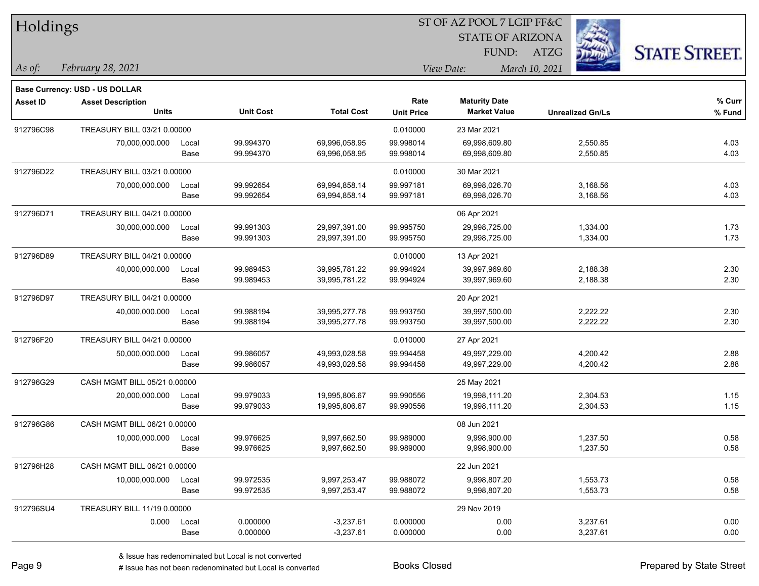# Holdings

ST OF AZ POOL 7 LGIP FF&C
STATE OF ARIZONA
FUND: ATZG

*As of:* *February 28, 2021*

*View Date:* *March 10, 2021*

**Base Currency: USD - US DOLLAR**

| Asset ID | Asset Description / Units | | Unit Cost | Total Cost | Rate / Unit Price | Maturity Date / Market Value | Unrealized Gn/Ls | % Curr / % Fund |
|---|---|---|---|---|---|---|---|---|
| 912796C98 | TREASURY BILL 03/21 0.00000 | | | | 0.010000 | 23 Mar 2021 | | |
| | 70,000,000.000 | Local | 99.994370 | 69,996,058.95 | 99.998014 | 69,998,609.80 | 2,550.85 | 4.03 |
| | | Base | 99.994370 | 69,996,058.95 | 99.998014 | 69,998,609.80 | 2,550.85 | 4.03 |
| 912796D22 | TREASURY BILL 03/21 0.00000 | | | | 0.010000 | 30 Mar 2021 | | |
| | 70,000,000.000 | Local | 99.992654 | 69,994,858.14 | 99.997181 | 69,998,026.70 | 3,168.56 | 4.03 |
| | | Base | 99.992654 | 69,994,858.14 | 99.997181 | 69,998,026.70 | 3,168.56 | 4.03 |
| 912796D71 | TREASURY BILL 04/21 0.00000 | | | | | 06 Apr 2021 | | |
| | 30,000,000.000 | Local | 99.991303 | 29,997,391.00 | 99.995750 | 29,998,725.00 | 1,334.00 | 1.73 |
| | | Base | 99.991303 | 29,997,391.00 | 99.995750 | 29,998,725.00 | 1,334.00 | 1.73 |
| 912796D89 | TREASURY BILL 04/21 0.00000 | | | | 0.010000 | 13 Apr 2021 | | |
| | 40,000,000.000 | Local | 99.989453 | 39,995,781.22 | 99.994924 | 39,997,969.60 | 2,188.38 | 2.30 |
| | | Base | 99.989453 | 39,995,781.22 | 99.994924 | 39,997,969.60 | 2,188.38 | 2.30 |
| 912796D97 | TREASURY BILL 04/21 0.00000 | | | | | 20 Apr 2021 | | |
| | 40,000,000.000 | Local | 99.988194 | 39,995,277.78 | 99.993750 | 39,997,500.00 | 2,222.22 | 2.30 |
| | | Base | 99.988194 | 39,995,277.78 | 99.993750 | 39,997,500.00 | 2,222.22 | 2.30 |
| 912796F20 | TREASURY BILL 04/21 0.00000 | | | | 0.010000 | 27 Apr 2021 | | |
| | 50,000,000.000 | Local | 99.986057 | 49,993,028.58 | 99.994458 | 49,997,229.00 | 4,200.42 | 2.88 |
| | | Base | 99.986057 | 49,993,028.58 | 99.994458 | 49,997,229.00 | 4,200.42 | 2.88 |
| 912796G29 | CASH MGMT BILL 05/21 0.00000 | | | | | 25 May 2021 | | |
| | 20,000,000.000 | Local | 99.979033 | 19,995,806.67 | 99.990556 | 19,998,111.20 | 2,304.53 | 1.15 |
| | | Base | 99.979033 | 19,995,806.67 | 99.990556 | 19,998,111.20 | 2,304.53 | 1.15 |
| 912796G86 | CASH MGMT BILL 06/21 0.00000 | | | | | 08 Jun 2021 | | |
| | 10,000,000.000 | Local | 99.976625 | 9,997,662.50 | 99.989000 | 9,998,900.00 | 1,237.50 | 0.58 |
| | | Base | 99.976625 | 9,997,662.50 | 99.989000 | 9,998,900.00 | 1,237.50 | 0.58 |
| 912796H28 | CASH MGMT BILL 06/21 0.00000 | | | | | 22 Jun 2021 | | |
| | 10,000,000.000 | Local | 99.972535 | 9,997,253.47 | 99.988072 | 9,998,807.20 | 1,553.73 | 0.58 |
| | | Base | 99.972535 | 9,997,253.47 | 99.988072 | 9,998,807.20 | 1,553.73 | 0.58 |
| 912796SU4 | TREASURY BILL 11/19 0.00000 | | | | | 29 Nov 2019 | | |
| | 0.000 | Local | 0.000000 | -3,237.61 | 0.000000 | 0.00 | 3,237.61 | 0.00 |
| | | Base | 0.000000 | -3,237.61 | 0.000000 | 0.00 | 3,237.61 | 0.00 |

& Issue has redenominated but Local is not converted
# Issue has not been redenominated but Local is converted

Books Closed

Prepared by State Street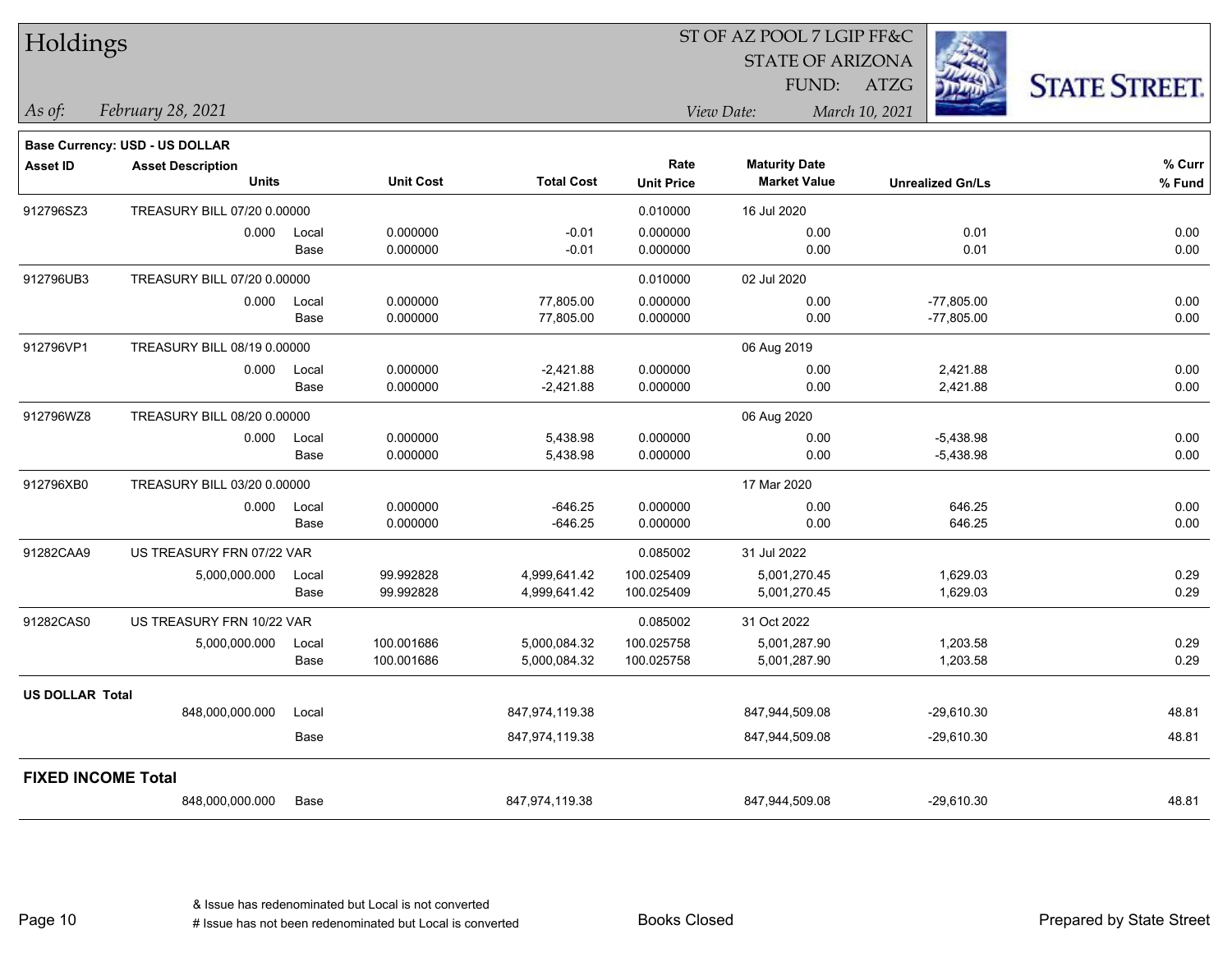# Holdings

ST OF AZ POOL 7 LGIP FF&C
STATE OF ARIZONA
FUND: ATZG

*As of:* *February 28, 2021*
*View Date:* *March 10, 2021*

**Base Currency: USD - US DOLLAR**

| Asset ID | Asset Description / Units | | Unit Cost | Total Cost | Rate / Unit Price | Maturity Date / Market Value | Unrealized Gn/Ls | % Curr / % Fund |
|---|---|---|---|---|---|---|---|---|
| 912796SZ3 | TREASURY BILL 07/20 0.00000 | | | | 0.010000 | 16 Jul 2020 | | |
| | 0.000 | Local | 0.000000 | -0.01 | 0.000000 | 0.00 | 0.01 | 0.00 |
| | | Base | 0.000000 | -0.01 | 0.000000 | 0.00 | 0.01 | 0.00 |
| 912796UB3 | TREASURY BILL 07/20 0.00000 | | | | 0.010000 | 02 Jul 2020 | | |
| | 0.000 | Local | 0.000000 | 77,805.00 | 0.000000 | 0.00 | -77,805.00 | 0.00 |
| | | Base | 0.000000 | 77,805.00 | 0.000000 | 0.00 | -77,805.00 | 0.00 |
| 912796VP1 | TREASURY BILL 08/19 0.00000 | | | | | 06 Aug 2019 | | |
| | 0.000 | Local | 0.000000 | -2,421.88 | 0.000000 | 0.00 | 2,421.88 | 0.00 |
| | | Base | 0.000000 | -2,421.88 | 0.000000 | 0.00 | 2,421.88 | 0.00 |
| 912796WZ8 | TREASURY BILL 08/20 0.00000 | | | | | 06 Aug 2020 | | |
| | 0.000 | Local | 0.000000 | 5,438.98 | 0.000000 | 0.00 | -5,438.98 | 0.00 |
| | | Base | 0.000000 | 5,438.98 | 0.000000 | 0.00 | -5,438.98 | 0.00 |
| 912796XB0 | TREASURY BILL 03/20 0.00000 | | | | | 17 Mar 2020 | | |
| | 0.000 | Local | 0.000000 | -646.25 | 0.000000 | 0.00 | 646.25 | 0.00 |
| | | Base | 0.000000 | -646.25 | 0.000000 | 0.00 | 646.25 | 0.00 |
| 91282CAA9 | US TREASURY FRN 07/22 VAR | | | | 0.085002 | 31 Jul 2022 | | |
| | 5,000,000.000 | Local | 99.992828 | 4,999,641.42 | 100.025409 | 5,001,270.45 | 1,629.03 | 0.29 |
| | | Base | 99.992828 | 4,999,641.42 | 100.025409 | 5,001,270.45 | 1,629.03 | 0.29 |
| 91282CAS0 | US TREASURY FRN 10/22 VAR | | | | 0.085002 | 31 Oct 2022 | | |
| | 5,000,000.000 | Local | 100.001686 | 5,000,084.32 | 100.025758 | 5,001,287.90 | 1,203.58 | 0.29 |
| | | Base | 100.001686 | 5,000,084.32 | 100.025758 | 5,001,287.90 | 1,203.58 | 0.29 |
| **US DOLLAR Total** | | | | | | | | |
| | 848,000,000.000 | Local | | 847,974,119.38 | | 847,944,509.08 | -29,610.30 | 48.81 |
| | | Base | | 847,974,119.38 | | 847,944,509.08 | -29,610.30 | 48.81 |
| **FIXED INCOME Total** | | | | | | | | |
| | 848,000,000.000 | Base | | 847,974,119.38 | | 847,944,509.08 | -29,610.30 | 48.81 |

& Issue has redenominated but Local is not converted
# Issue has not been redenominated but Local is converted

Books Closed

Prepared by State Street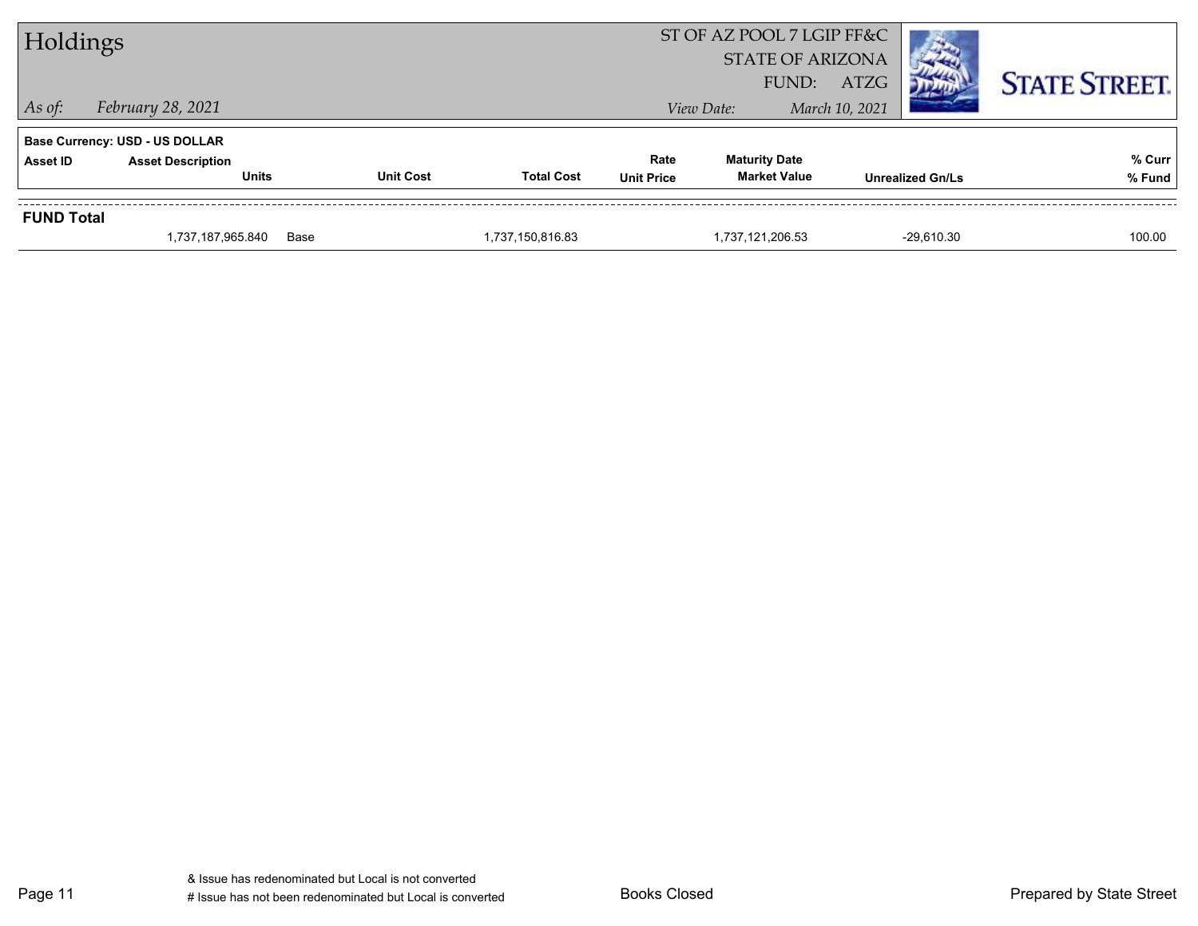# Holdings

ST OF AZ POOL 7 LGIP FF&C
STATE OF ARIZONA
FUND: ATZG

*As of:* *February 28, 2021*

*View Date:* *March 10, 2021*

**Base Currency: USD - US DOLLAR**

| Asset ID | Asset Description / Units | | Unit Cost | Total Cost | Rate / Unit Price | Maturity Date / Market Value | Unrealized Gn/Ls | % Curr / % Fund |
|---|---|---|---|---|---|---|---|---|
| **FUND Total** | | | | | | | | |
| | 1,737,187,965.840 | Base | | 1,737,150,816.83 | | 1,737,121,206.53 | -29,610.30 | 100.00 |

& Issue has redenominated but Local is not converted
# Issue has not been redenominated but Local is converted

Books Closed

Prepared by State Street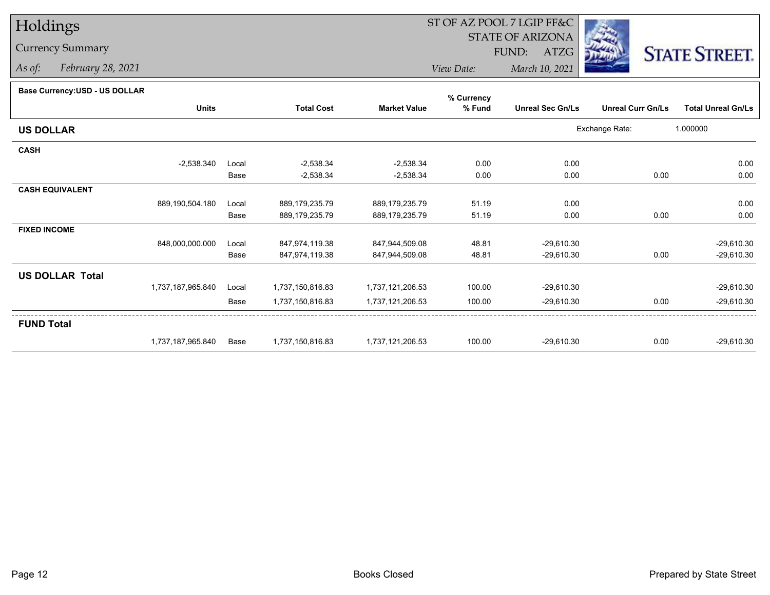# Holdings

## Currency Summary

*As of:* *February 28, 2021*

ST OF AZ POOL 7 LGIP FF&C
STATE OF ARIZONA
FUND: ATZG

*View Date:* *March 10, 2021*

**Base Currency:USD - US DOLLAR**

| | Units | | Total Cost | Market Value | % Currency % Fund | Unreal Sec Gn/Ls | Unreal Curr Gn/Ls | Total Unreal Gn/Ls |
|---|---|---|---|---|---|---|---|---|
| **US DOLLAR** | | | | | | | Exchange Rate: | 1.000000 |
| **CASH** | | | | | | | | |
| | -2,538.340 | Local | -2,538.34 | -2,538.34 | 0.00 | 0.00 | | 0.00 |
| | | Base | -2,538.34 | -2,538.34 | 0.00 | 0.00 | 0.00 | 0.00 |
| **CASH EQUIVALENT** | | | | | | | | |
| | 889,190,504.180 | Local | 889,179,235.79 | 889,179,235.79 | 51.19 | 0.00 | | 0.00 |
| | | Base | 889,179,235.79 | 889,179,235.79 | 51.19 | 0.00 | 0.00 | 0.00 |
| **FIXED INCOME** | | | | | | | | |
| | 848,000,000.000 | Local | 847,974,119.38 | 847,944,509.08 | 48.81 | -29,610.30 | | -29,610.30 |
| | | Base | 847,974,119.38 | 847,944,509.08 | 48.81 | -29,610.30 | 0.00 | -29,610.30 |
| **US DOLLAR Total** | | | | | | | | |
| | 1,737,187,965.840 | Local | 1,737,150,816.83 | 1,737,121,206.53 | 100.00 | -29,610.30 | | -29,610.30 |
| | | Base | 1,737,150,816.83 | 1,737,121,206.53 | 100.00 | -29,610.30 | 0.00 | -29,610.30 |
| **FUND Total** | | | | | | | | |
| | 1,737,187,965.840 | Base | 1,737,150,816.83 | 1,737,121,206.53 | 100.00 | -29,610.30 | 0.00 | -29,610.30 |

Books Closed

Prepared by State Street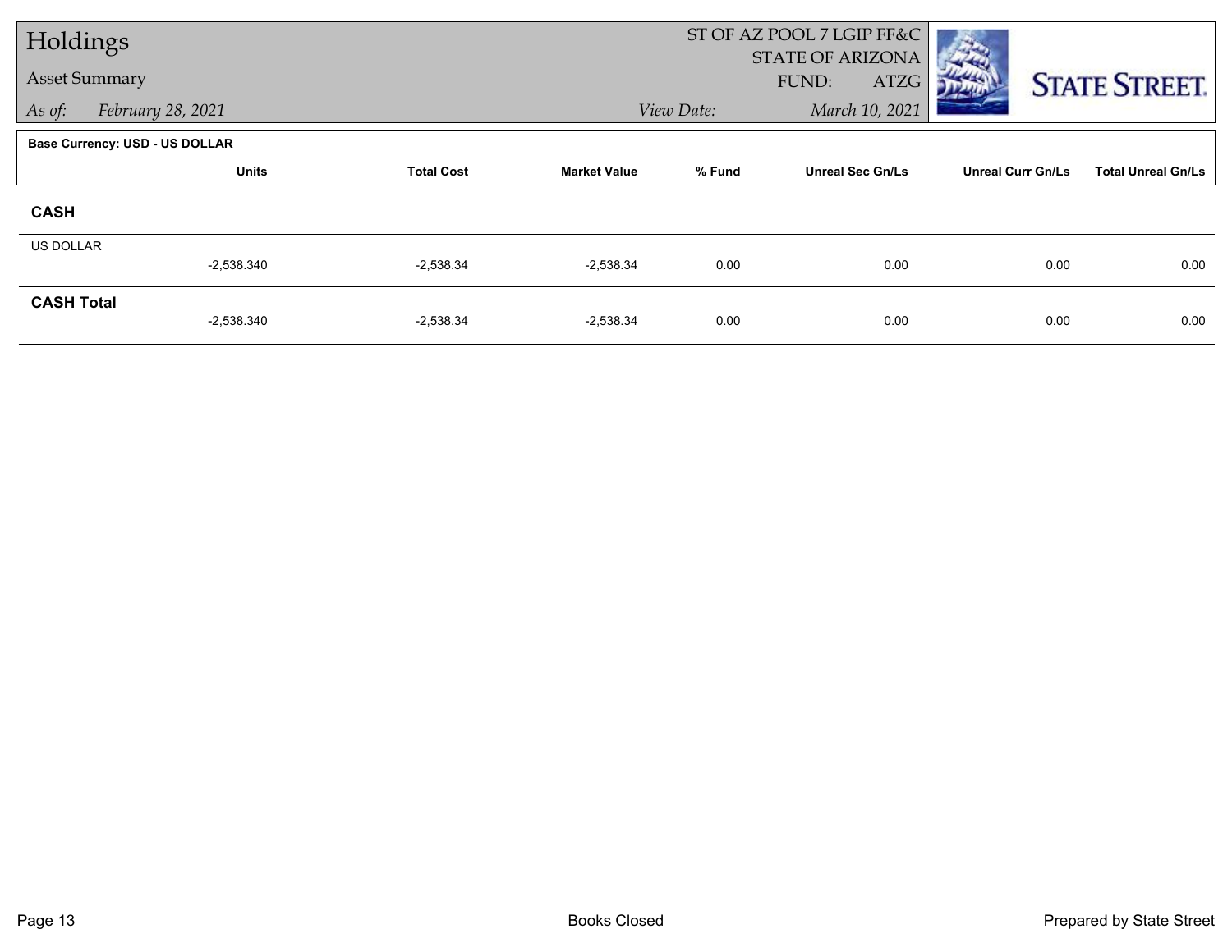# Holdings

## Asset Summary

*As of:* *February 28, 2021*

ST OF AZ POOL 7 LGIP FF&C
STATE OF ARIZONA
FUND: ATZG

*View Date:* *March 10, 2021*

**Base Currency: USD - US DOLLAR**

| | Units | Total Cost | Market Value | % Fund | Unreal Sec Gn/Ls | Unreal Curr Gn/Ls | Total Unreal Gn/Ls |
|---|---|---|---|---|---|---|---|
| **CASH** | | | | | | | |
| US DOLLAR | -2,538.340 | -2,538.34 | -2,538.34 | 0.00 | 0.00 | 0.00 | 0.00 |
| **CASH Total** | -2,538.340 | -2,538.34 | -2,538.34 | 0.00 | 0.00 | 0.00 | 0.00 |

Books Closed

Prepared by State Street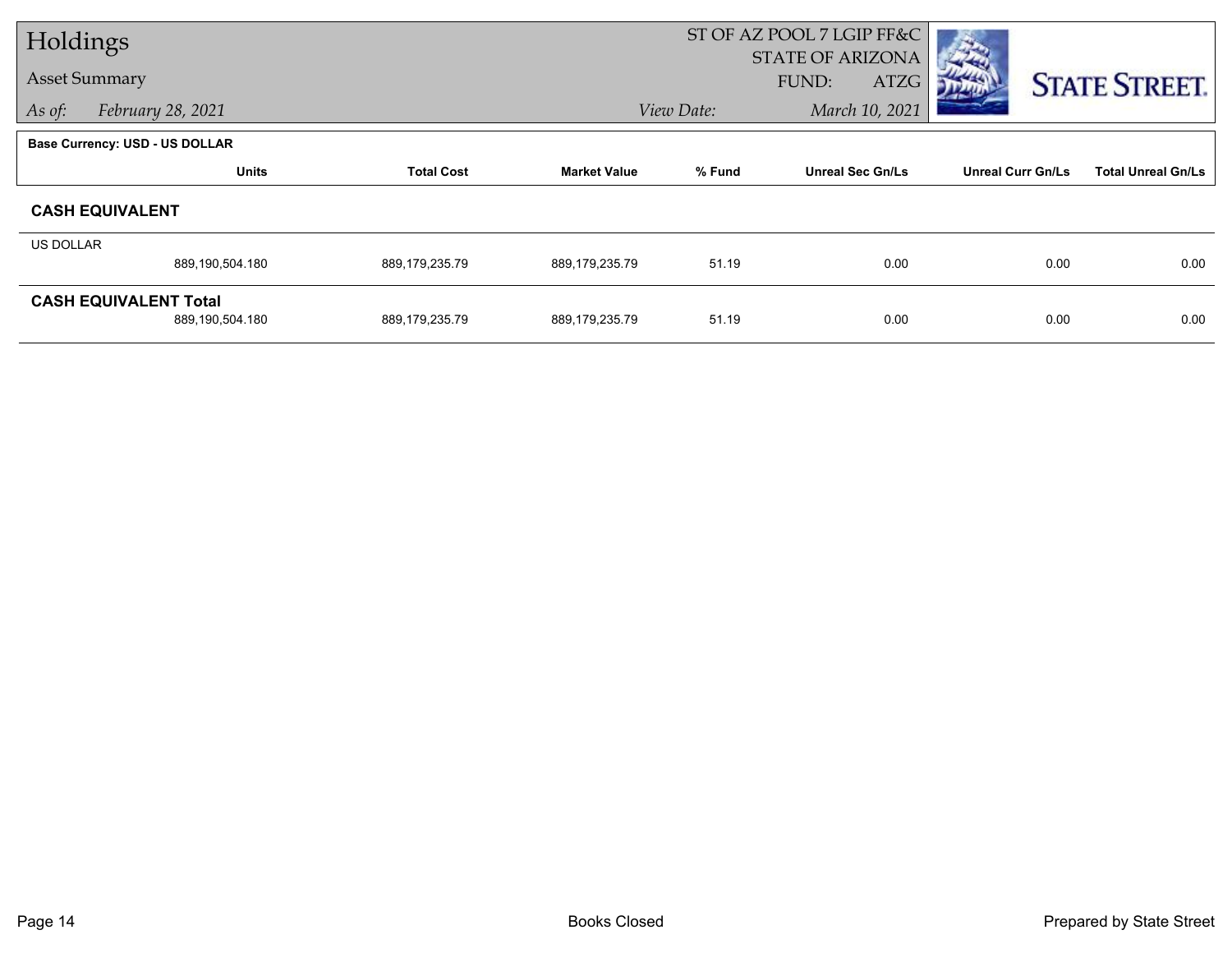# Holdings

Asset Summary

*As of:* *February 28, 2021*

ST OF AZ POOL 7 LGIP FF&C
STATE OF ARIZONA
FUND: ATZG

*View Date:* *March 10, 2021*

**Base Currency: USD - US DOLLAR**

| | Units | Total Cost | Market Value | % Fund | Unreal Sec Gn/Ls | Unreal Curr Gn/Ls | Total Unreal Gn/Ls |
|---|---|---|---|---|---|---|---|
| **CASH EQUIVALENT** | | | | | | | |
| US DOLLAR | 889,190,504.180 | 889,179,235.79 | 889,179,235.79 | 51.19 | 0.00 | 0.00 | 0.00 |
| **CASH EQUIVALENT Total** | 889,190,504.180 | 889,179,235.79 | 889,179,235.79 | 51.19 | 0.00 | 0.00 | 0.00 |

Books Closed

Prepared by State Street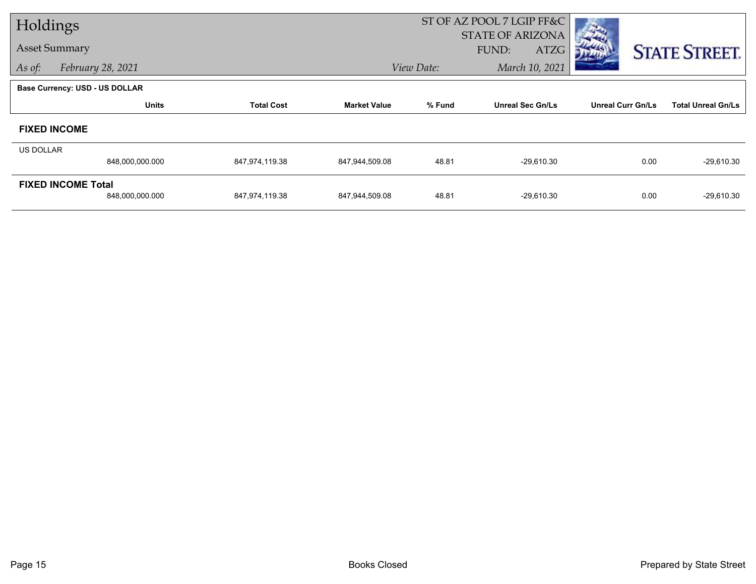# Holdings

Asset Summary

*As of:* *February 28, 2021*

ST OF AZ POOL 7 LGIP FF&C
STATE OF ARIZONA
FUND: ATZG

*View Date:* *March 10, 2021*

**Base Currency: USD - US DOLLAR**

| | Units | Total Cost | Market Value | % Fund | Unreal Sec Gn/Ls | Unreal Curr Gn/Ls | Total Unreal Gn/Ls |
|---|---|---|---|---|---|---|---|
| **FIXED INCOME** | | | | | | | |
| US DOLLAR | 848,000,000.000 | 847,974,119.38 | 847,944,509.08 | 48.81 | -29,610.30 | 0.00 | -29,610.30 |
| **FIXED INCOME Total** | 848,000,000.000 | 847,974,119.38 | 847,944,509.08 | 48.81 | -29,610.30 | 0.00 | -29,610.30 |

Books Closed

Prepared by State Street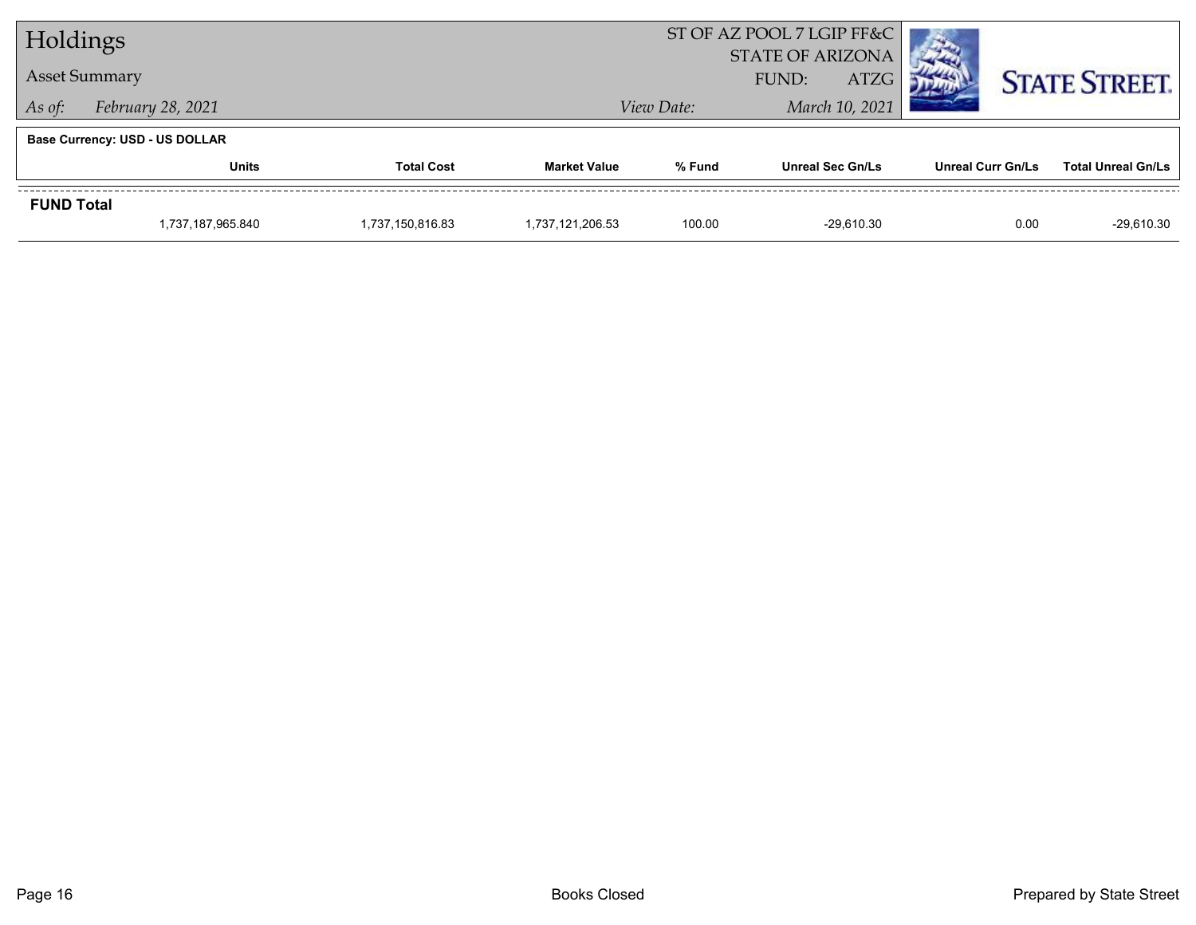# Holdings

## Asset Summary

*As of:* *February 28, 2021*

ST OF AZ POOL 7 LGIP FF&C
STATE OF ARIZONA
FUND: ATZG

*View Date:* *March 10, 2021*

**Base Currency: USD - US DOLLAR**

| | Units | Total Cost | Market Value | % Fund | Unreal Sec Gn/Ls | Unreal Curr Gn/Ls | Total Unreal Gn/Ls |
|---|---|---|---|---|---|---|---|
| **FUND Total** | 1,737,187,965.840 | 1,737,150,816.83 | 1,737,121,206.53 | 100.00 | -29,610.30 | 0.00 | -29,610.30 |

Books Closed

Prepared by State Street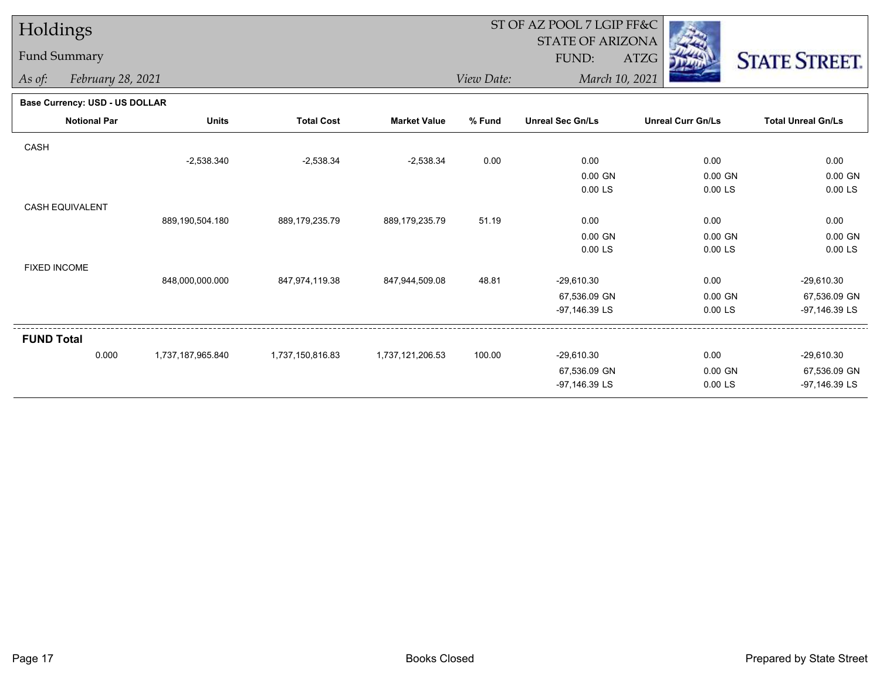# Holdings

Fund Summary

*As of: February 28, 2021*

ST OF AZ POOL 7 LGIP FF&C
STATE OF ARIZONA
FUND: ATZG

*View Date: March 10, 2021*

**Base Currency: USD - US DOLLAR**

| Notional Par | Units | Total Cost | Market Value | % Fund | Unreal Sec Gn/Ls | Unreal Curr Gn/Ls | Total Unreal Gn/Ls |
|---|---|---|---|---|---|---|---|
| CASH | | | | | | | |
| | -2,538.340 | -2,538.34 | -2,538.34 | 0.00 | 0.00 | 0.00 | 0.00 |
| | | | | | 0.00 GN | 0.00 GN | 0.00 GN |
| | | | | | 0.00 LS | 0.00 LS | 0.00 LS |
| CASH EQUIVALENT | | | | | | | |
| | 889,190,504.180 | 889,179,235.79 | 889,179,235.79 | 51.19 | 0.00 | 0.00 | 0.00 |
| | | | | | 0.00 GN | 0.00 GN | 0.00 GN |
| | | | | | 0.00 LS | 0.00 LS | 0.00 LS |
| FIXED INCOME | | | | | | | |
| | 848,000,000.000 | 847,974,119.38 | 847,944,509.08 | 48.81 | -29,610.30 | 0.00 | -29,610.30 |
| | | | | | 67,536.09 GN | 0.00 GN | 67,536.09 GN |
| | | | | | -97,146.39 LS | 0.00 LS | -97,146.39 LS |
| **FUND Total** | | | | | | | |
| 0.000 | 1,737,187,965.840 | 1,737,150,816.83 | 1,737,121,206.53 | 100.00 | -29,610.30 | 0.00 | -29,610.30 |
| | | | | | 67,536.09 GN | 0.00 GN | 67,536.09 GN |
| | | | | | -97,146.39 LS | 0.00 LS | -97,146.39 LS |

Books Closed

Prepared by State Street